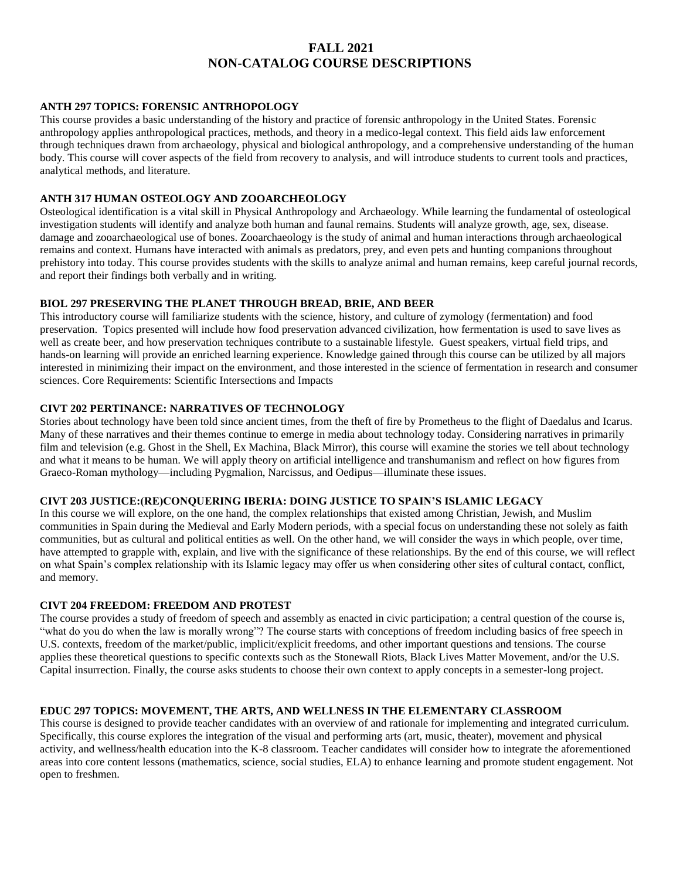# FALL 2021
# NON-CATALOG COURSE DESCRIPTIONS

### ANTH 297 TOPICS: FORENSIC ANTRHOPOLOGY

This course provides a basic understanding of the history and practice of forensic anthropology in the United States. Forensic anthropology applies anthropological practices, methods, and theory in a medico-legal context. This field aids law enforcement through techniques drawn from archaeology, physical and biological anthropology, and a comprehensive understanding of the human body. This course will cover aspects of the field from recovery to analysis, and will introduce students to current tools and practices, analytical methods, and literature.

### ANTH 317 HUMAN OSTEOLOGY AND ZOOARCHEOLOGY

Osteological identification is a vital skill in Physical Anthropology and Archaeology. While learning the fundamental of osteological investigation students will identify and analyze both human and faunal remains. Students will analyze growth, age, sex, disease. damage and zooarchaeological use of bones. Zooarchaeology is the study of animal and human interactions through archaeological remains and context. Humans have interacted with animals as predators, prey, and even pets and hunting companions throughout prehistory into today. This course provides students with the skills to analyze animal and human remains, keep careful journal records, and report their findings both verbally and in writing.

### BIOL 297 PRESERVING THE PLANET THROUGH BREAD, BRIE, AND BEER

This introductory course will familiarize students with the science, history, and culture of zymology (fermentation) and food preservation. Topics presented will include how food preservation advanced civilization, how fermentation is used to save lives as well as create beer, and how preservation techniques contribute to a sustainable lifestyle. Guest speakers, virtual field trips, and hands-on learning will provide an enriched learning experience. Knowledge gained through this course can be utilized by all majors interested in minimizing their impact on the environment, and those interested in the science of fermentation in research and consumer sciences. Core Requirements: Scientific Intersections and Impacts

### CIVT 202 PERTINANCE: NARRATIVES OF TECHNOLOGY

Stories about technology have been told since ancient times, from the theft of fire by Prometheus to the flight of Daedalus and Icarus. Many of these narratives and their themes continue to emerge in media about technology today. Considering narratives in primarily film and television (e.g. Ghost in the Shell, Ex Machina, Black Mirror), this course will examine the stories we tell about technology and what it means to be human. We will apply theory on artificial intelligence and transhumanism and reflect on how figures from Graeco-Roman mythology—including Pygmalion, Narcissus, and Oedipus—illuminate these issues.

### CIVT 203 JUSTICE:(RE)CONQUERING IBERIA: DOING JUSTICE TO SPAIN'S ISLAMIC LEGACY

In this course we will explore, on the one hand, the complex relationships that existed among Christian, Jewish, and Muslim communities in Spain during the Medieval and Early Modern periods, with a special focus on understanding these not solely as faith communities, but as cultural and political entities as well. On the other hand, we will consider the ways in which people, over time, have attempted to grapple with, explain, and live with the significance of these relationships. By the end of this course, we will reflect on what Spain's complex relationship with its Islamic legacy may offer us when considering other sites of cultural contact, conflict, and memory.

### CIVT 204 FREEDOM: FREEDOM AND PROTEST

The course provides a study of freedom of speech and assembly as enacted in civic participation; a central question of the course is, "what do you do when the law is morally wrong"? The course starts with conceptions of freedom including basics of free speech in U.S. contexts, freedom of the market/public, implicit/explicit freedoms, and other important questions and tensions. The course applies these theoretical questions to specific contexts such as the Stonewall Riots, Black Lives Matter Movement, and/or the U.S. Capital insurrection. Finally, the course asks students to choose their own context to apply concepts in a semester-long project.

### EDUC 297 TOPICS: MOVEMENT, THE ARTS, AND WELLNESS IN THE ELEMENTARY CLASSROOM

This course is designed to provide teacher candidates with an overview of and rationale for implementing and integrated curriculum. Specifically, this course explores the integration of the visual and performing arts (art, music, theater), movement and physical activity, and wellness/health education into the K-8 classroom. Teacher candidates will consider how to integrate the aforementioned areas into core content lessons (mathematics, science, social studies, ELA) to enhance learning and promote student engagement. Not open to freshmen.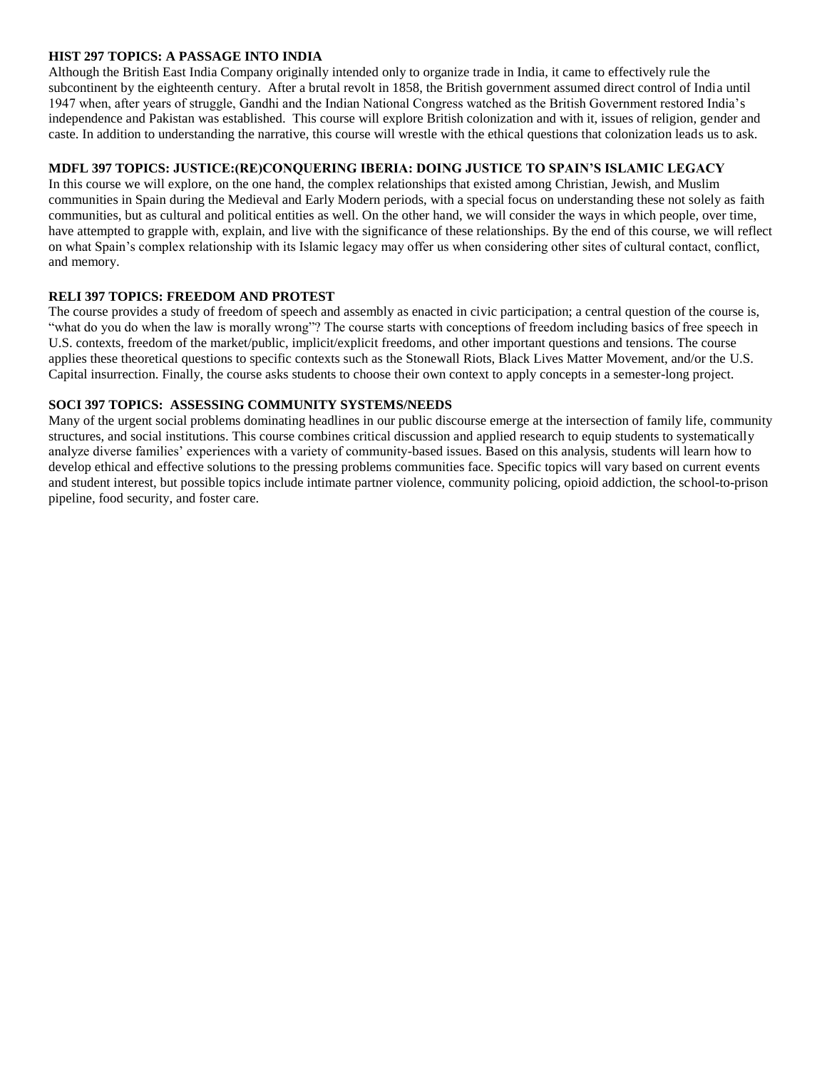### HIST 297 TOPICS: A PASSAGE INTO INDIA

Although the British East India Company originally intended only to organize trade in India, it came to effectively rule the subcontinent by the eighteenth century. After a brutal revolt in 1858, the British government assumed direct control of India until 1947 when, after years of struggle, Gandhi and the Indian National Congress watched as the British Government restored India's independence and Pakistan was established. This course will explore British colonization and with it, issues of religion, gender and caste. In addition to understanding the narrative, this course will wrestle with the ethical questions that colonization leads us to ask.

### MDFL 397 TOPICS: JUSTICE:(RE)CONQUERING IBERIA: DOING JUSTICE TO SPAIN'S ISLAMIC LEGACY

In this course we will explore, on the one hand, the complex relationships that existed among Christian, Jewish, and Muslim communities in Spain during the Medieval and Early Modern periods, with a special focus on understanding these not solely as faith communities, but as cultural and political entities as well. On the other hand, we will consider the ways in which people, over time, have attempted to grapple with, explain, and live with the significance of these relationships. By the end of this course, we will reflect on what Spain's complex relationship with its Islamic legacy may offer us when considering other sites of cultural contact, conflict, and memory.

### RELI 397 TOPICS: FREEDOM AND PROTEST

The course provides a study of freedom of speech and assembly as enacted in civic participation; a central question of the course is, "what do you do when the law is morally wrong"? The course starts with conceptions of freedom including basics of free speech in U.S. contexts, freedom of the market/public, implicit/explicit freedoms, and other important questions and tensions. The course applies these theoretical questions to specific contexts such as the Stonewall Riots, Black Lives Matter Movement, and/or the U.S. Capital insurrection. Finally, the course asks students to choose their own context to apply concepts in a semester-long project.

### SOCI 397 TOPICS: ASSESSING COMMUNITY SYSTEMS/NEEDS

Many of the urgent social problems dominating headlines in our public discourse emerge at the intersection of family life, community structures, and social institutions. This course combines critical discussion and applied research to equip students to systematically analyze diverse families' experiences with a variety of community-based issues. Based on this analysis, students will learn how to develop ethical and effective solutions to the pressing problems communities face. Specific topics will vary based on current events and student interest, but possible topics include intimate partner violence, community policing, opioid addiction, the school-to-prison pipeline, food security, and foster care.